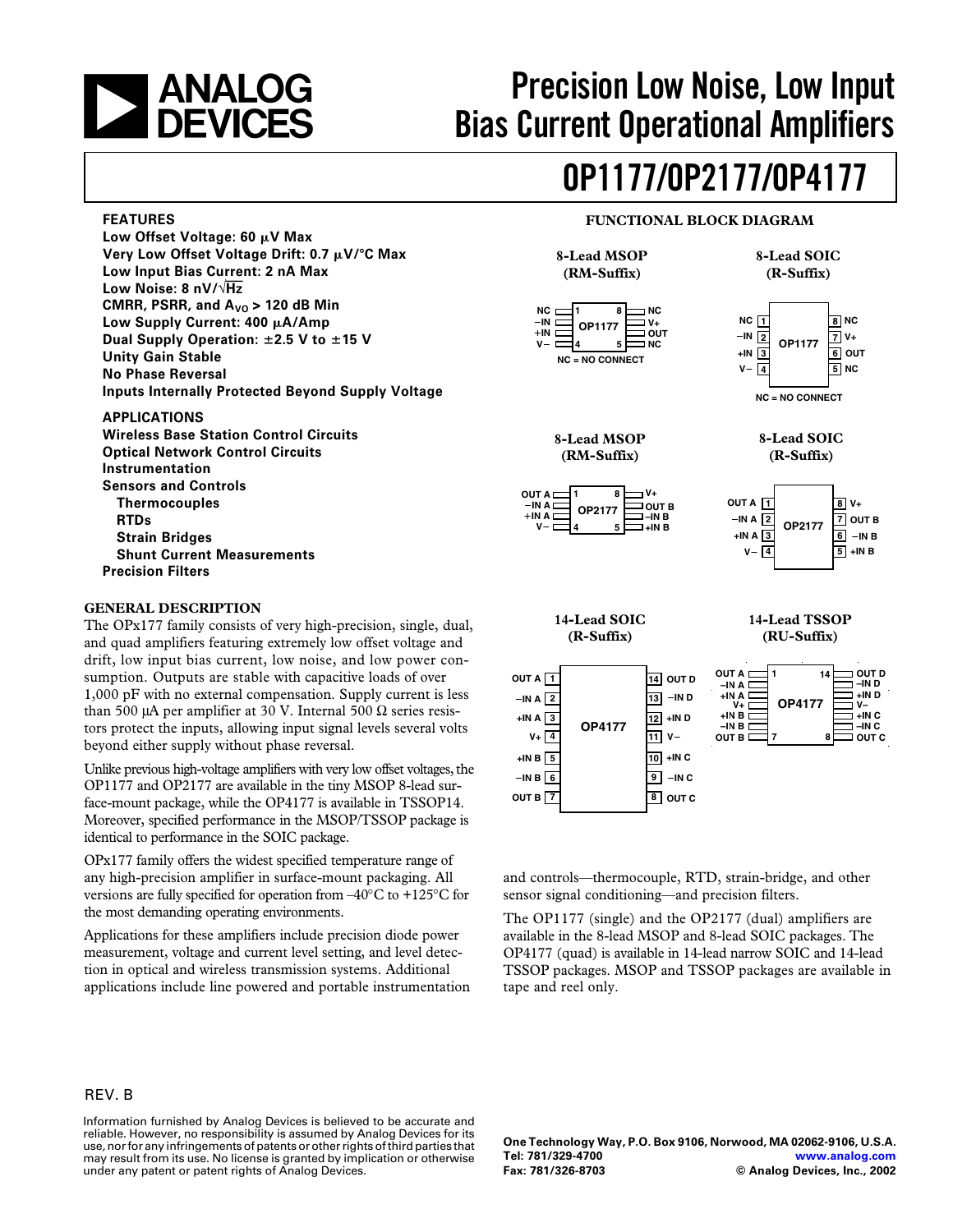# Precision Low Noise, Low Input Bias Current Operational Amplifiers

# OP1177/OP2177/OP4177

## FEATURES

**Low Offset Voltage: 60 µV Max**
**Very Low Offset Voltage Drift: 0.7 µV/°C Max**
**Low Input Bias Current: 2 nA Max**
**Low Noise: 8 nV/√Hz**
**CMRR, PSRR, and $A_{VO}$ > 120 dB Min**
**Low Supply Current: 400 µA/Amp**
**Dual Supply Operation: ±2.5 V to ±15 V**
**Unity Gain Stable**
**No Phase Reversal**
**Inputs Internally Protected Beyond Supply Voltage**

## APPLICATIONS

**Wireless Base Station Control Circuits**
**Optical Network Control Circuits**
**Instrumentation**
**Sensors and Controls**
- **Thermocouples**
- **RTDs**
- **Strain Bridges**
- **Shunt Current Measurements**

**Precision Filters**

## FUNCTIONAL BLOCK DIAGRAM

**8-Lead MSOP (RM-Suffix)** — OP1177

| Pin | Name | Pin | Name |
|---|---|---|---|
| 1 | NC | 8 | NC |
| 2 | –IN | 7 | V+ |
| 3 | +IN | 6 | OUT |
| 4 | V– | 5 | NC |

NC = NO CONNECT

**8-Lead SOIC (R-Suffix)** — OP1177

| Pin | Name | Pin | Name |
|---|---|---|---|
| 1 | NC | 8 | NC |
| 2 | –IN | 7 | V+ |
| 3 | +IN | 6 | OUT |
| 4 | V– | 5 | NC |

NC = NO CONNECT

**8-Lead MSOP (RM-Suffix)** — OP2177

| Pin | Name | Pin | Name |
|---|---|---|---|
| 1 | OUT A | 8 | V+ |
| 2 | –IN A | 7 | OUT B |
| 3 | +IN A | 6 | –IN B |
| 4 | V– | 5 | +IN B |

**8-Lead SOIC (R-Suffix)** — OP2177

| Pin | Name | Pin | Name |
|---|---|---|---|
| 1 | OUT A | 8 | V+ |
| 2 | –IN A | 7 | OUT B |
| 3 | +IN A | 6 | –IN B |
| 4 | V– | 5 | +IN B |

**14-Lead SOIC (R-Suffix)** — OP4177

| Pin | Name | Pin | Name |
|---|---|---|---|
| 1 | OUT A | 14 | OUT D |
| 2 | –IN A | 13 | –IN D |
| 3 | +IN A | 12 | +IN D |
| 4 | V+ | 11 | V– |
| 5 | +IN B | 10 | +IN C |
| 6 | –IN B | 9 | –IN C |
| 7 | OUT B | 8 | OUT C |

**14-Lead TSSOP (RU-Suffix)** — OP4177

| Pin | Name | Pin | Name |
|---|---|---|---|
| 1 | OUT A | 14 | OUT D |
| 2 | –IN A | 13 | –IN D |
| 3 | +IN A | 12 | +IN D |
| 4 | V+ | 11 | V– |
| 5 | +IN B | 10 | +IN C |
| 6 | –IN B | 9 | –IN C |
| 7 | OUT B | 8 | OUT C |

## GENERAL DESCRIPTION

The OPx177 family consists of very high-precision, single, dual, and quad amplifiers featuring extremely low offset voltage and drift, low input bias current, low noise, and low power consumption. Outputs are stable with capacitive loads of over 1,000 pF with no external compensation. Supply current is less than 500 µA per amplifier at 30 V. Internal 500 Ω series resistors protect the inputs, allowing input signal levels several volts beyond either supply without phase reversal.

Unlike previous high-voltage amplifiers with very low offset voltages, the OP1177 and OP2177 are available in the tiny MSOP 8-lead surface-mount package, while the OP4177 is available in TSSOP14. Moreover, specified performance in the MSOP/TSSOP package is identical to performance in the SOIC package.

OPx177 family offers the widest specified temperature range of any high-precision amplifier in surface-mount packaging. All versions are fully specified for operation from –40°C to +125°C for the most demanding operating environments.

Applications for these amplifiers include precision diode power measurement, voltage and current level setting, and level detection in optical and wireless transmission systems. Additional applications include line powered and portable instrumentation and controls—thermocouple, RTD, strain-bridge, and other sensor signal conditioning—and precision filters.

The OP1177 (single) and the OP2177 (dual) amplifiers are available in the 8-lead MSOP and 8-lead SOIC packages. The OP4177 (quad) is available in 14-lead narrow SOIC and 14-lead TSSOP packages. MSOP and TSSOP packages are available in tape and reel only.

REV. B

Information furnished by Analog Devices is believed to be accurate and reliable. However, no responsibility is assumed by Analog Devices for its use, nor for any infringements of patents or other rights of third parties that may result from its use. No license is granted by implication or otherwise under any patent or patent rights of Analog Devices.

One Technology Way, P.O. Box 9106, Norwood, MA 02062-9106, U.S.A.
Tel: 781/329-4700 www.analog.com
Fax: 781/326-8703 © Analog Devices, Inc., 2002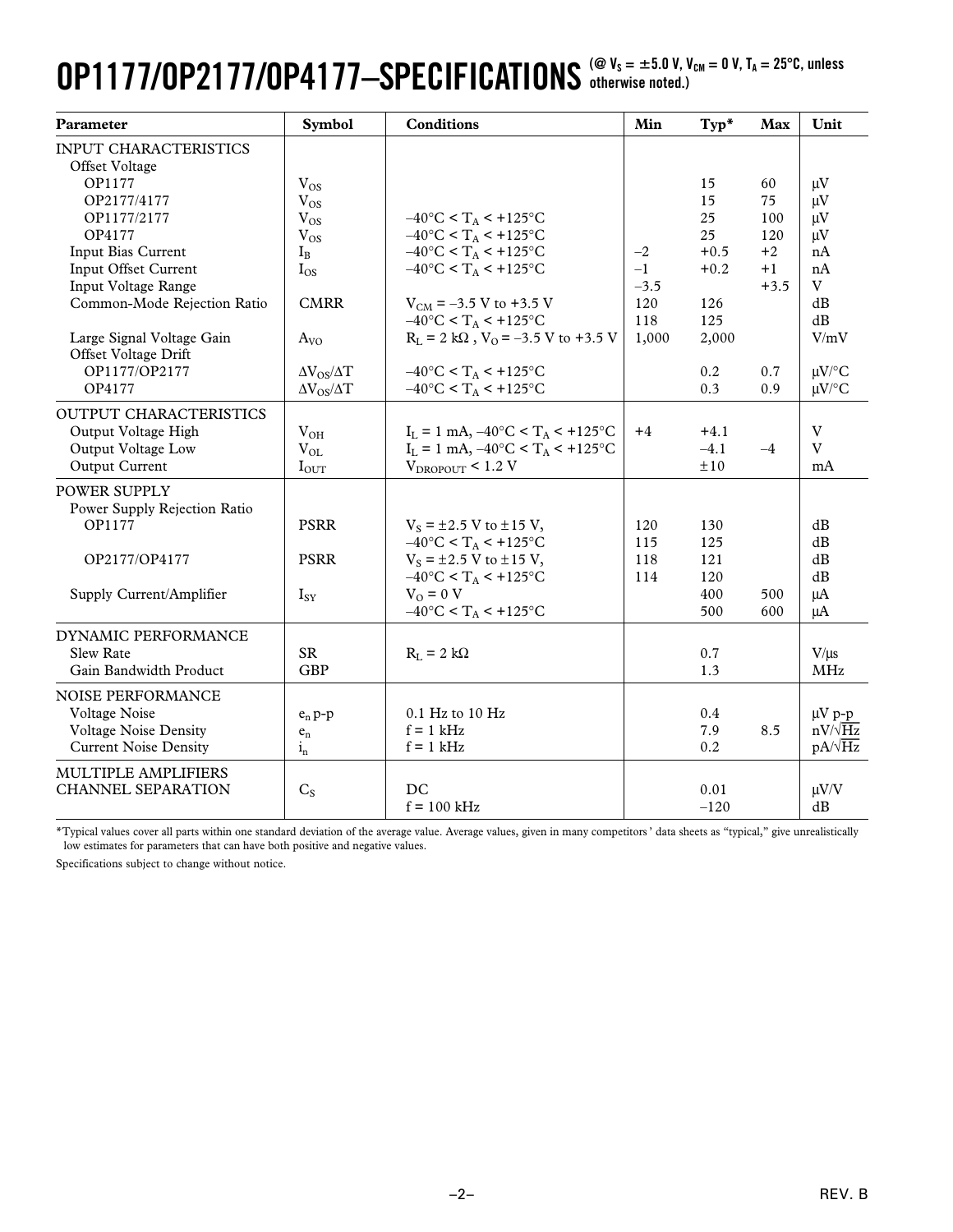# OP1177/OP2177/OP4177–SPECIFICATIONS (@ $V_S$ = ±5.0 V, $V_{CM}$ = 0 V, $T_A$ = 25°C, unless otherwise noted.)

| Parameter | Symbol | Conditions | Min | Typ* | Max | Unit |
|---|---|---|---|---|---|---|
| INPUT CHARACTERISTICS | | | | | | |
| Offset Voltage | | | | | | |
| OP1177 | $V_{OS}$ | | | 15 | 60 | μV |
| OP2177/4177 | $V_{OS}$ | | | 15 | 75 | μV |
| OP1177/2177 | $V_{OS}$ | –40°C < $T_A$ < +125°C | | 25 | 100 | μV |
| OP4177 | $V_{OS}$ | –40°C < $T_A$ < +125°C | | 25 | 120 | μV |
| Input Bias Current | $I_B$ | –40°C < $T_A$ < +125°C | –2 | +0.5 | +2 | nA |
| Input Offset Current | $I_{OS}$ | –40°C < $T_A$ < +125°C | –1 | +0.2 | +1 | nA |
| Input Voltage Range | | | –3.5 | | +3.5 | V |
| Common-Mode Rejection Ratio | CMRR | $V_{CM}$ = –3.5 V to +3.5 V | 120 | 126 | | dB |
| | | –40°C < $T_A$ < +125°C | 118 | 125 | | dB |
| Large Signal Voltage Gain | $A_{VO}$ | $R_L$ = 2 kΩ , $V_O$ = –3.5 V to +3.5 V | 1,000 | 2,000 | | V/mV |
| Offset Voltage Drift | | | | | | |
| OP1177/OP2177 | $\Delta V_{OS}/\Delta T$ | –40°C < $T_A$ < +125°C | | 0.2 | 0.7 | μV/°C |
| OP4177 | $\Delta V_{OS}/\Delta T$ | –40°C < $T_A$ < +125°C | | 0.3 | 0.9 | μV/°C |
| OUTPUT CHARACTERISTICS | | | | | | |
| Output Voltage High | $V_{OH}$ | $I_L$ = 1 mA, –40°C < $T_A$ < +125°C | +4 | +4.1 | | V |
| Output Voltage Low | $V_{OL}$ | $I_L$ = 1 mA, –40°C < $T_A$ < +125°C | | –4.1 | –4 | V |
| Output Current | $I_{OUT}$ | $V_{DROPOUT}$ < 1.2 V | | ±10 | | mA |
| POWER SUPPLY | | | | | | |
| Power Supply Rejection Ratio | | | | | | |
| OP1177 | PSRR | $V_S$ = ±2.5 V to ±15 V, | 120 | 130 | | dB |
| | | –40°C < $T_A$ < +125°C | 115 | 125 | | dB |
| OP2177/OP4177 | PSRR | $V_S$ = ±2.5 V to ±15 V, | 118 | 121 | | dB |
| | | –40°C < $T_A$ < +125°C | 114 | 120 | | dB |
| Supply Current/Amplifier | $I_{SY}$ | $V_O$ = 0 V | | 400 | 500 | μA |
| | | –40°C < $T_A$ < +125°C | | 500 | 600 | μA |
| DYNAMIC PERFORMANCE | | | | | | |
| Slew Rate | SR | $R_L$ = 2 kΩ | | 0.7 | | V/μs |
| Gain Bandwidth Product | GBP | | | 1.3 | | MHz |
| NOISE PERFORMANCE | | | | | | |
| Voltage Noise | $e_n$ p-p | 0.1 Hz to 10 Hz | | 0.4 | | μV p-p |
| Voltage Noise Density | $e_n$ | f = 1 kHz | | 7.9 | 8.5 | nV/√Hz |
| Current Noise Density | $i_n$ | f = 1 kHz | | 0.2 | | pA/√Hz |
| MULTIPLE AMPLIFIERS CHANNEL SEPARATION | $C_S$ | DC | | 0.01 | | μV/V |
| | | f = 100 kHz | | –120 | | dB |

*Typical values cover all parts within one standard deviation of the average value. Average values, given in many competitors' data sheets as "typical," give unrealistically low estimates for parameters that can have both positive and negative values.

Specifications subject to change without notice.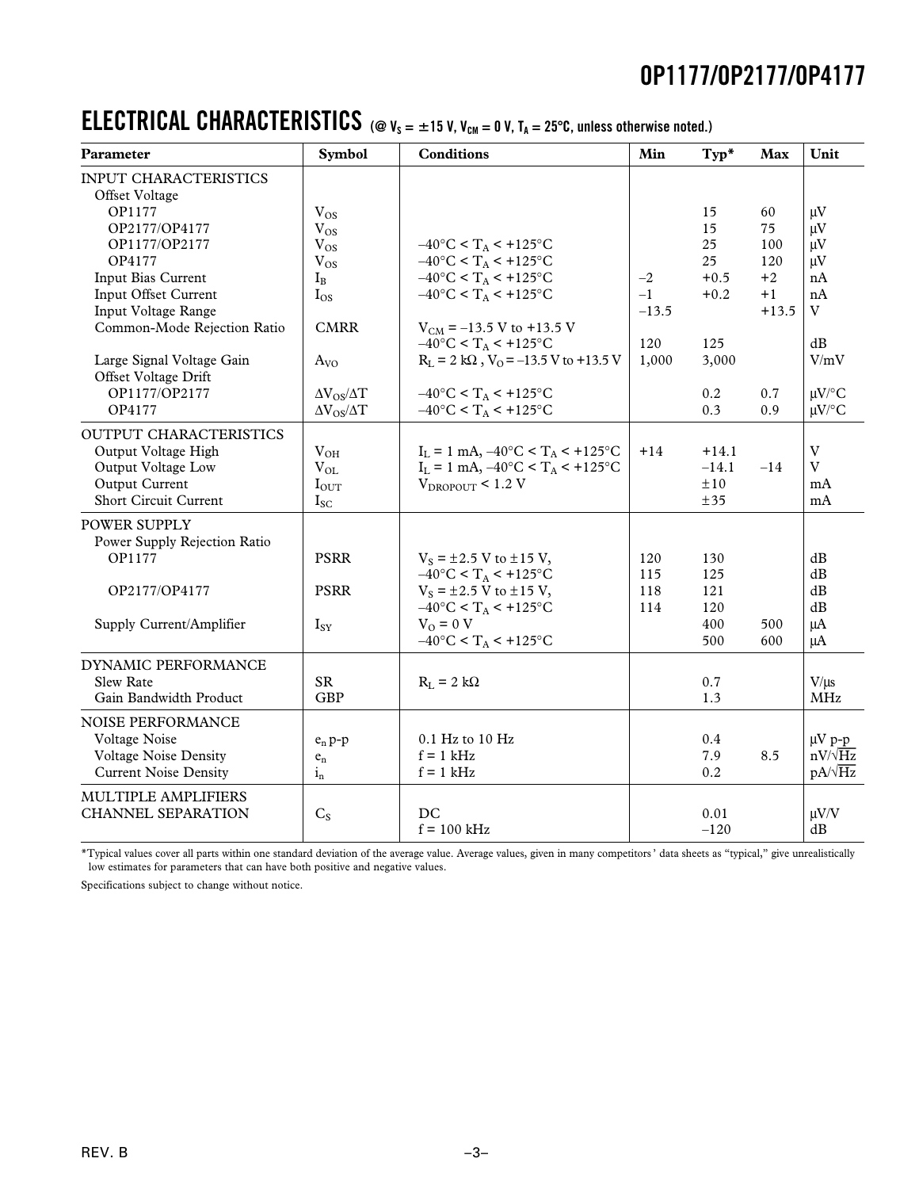## ELECTRICAL CHARACTERISTICS (@ $V_S$ = ±15 V, $V_{CM}$ = 0 V, $T_A$ = 25°C, unless otherwise noted.)

| Parameter | Symbol | Conditions | Min | Typ* | Max | Unit |
|---|---|---|---|---|---|---|
| INPUT CHARACTERISTICS | | | | | | |
| Offset Voltage | | | | | | |
| OP1177 | $V_{OS}$ | | | 15 | 60 | μV |
| OP2177/OP4177 | $V_{OS}$ | | | 15 | 75 | μV |
| OP1177/OP2177 | $V_{OS}$ | –40°C < $T_A$ < +125°C | | 25 | 100 | μV |
| OP4177 | $V_{OS}$ | –40°C < $T_A$ < +125°C | | 25 | 120 | μV |
| Input Bias Current | $I_B$ | –40°C < $T_A$ < +125°C | –2 | +0.5 | +2 | nA |
| Input Offset Current | $I_{OS}$ | –40°C < $T_A$ < +125°C | –1 | +0.2 | +1 | nA |
| Input Voltage Range | | | –13.5 | | +13.5 | V |
| Common-Mode Rejection Ratio | CMRR | $V_{CM}$ = –13.5 V to +13.5 V | | | | |
| | | –40°C < $T_A$ < +125°C | 120 | 125 | | dB |
| Large Signal Voltage Gain | $A_{VO}$ | $R_L$ = 2 kΩ, $V_O$ = –13.5 V to +13.5 V | 1,000 | 3,000 | | V/mV |
| Offset Voltage Drift | | | | | | |
| OP1177/OP2177 | $\Delta V_{OS}/\Delta T$ | –40°C < $T_A$ < +125°C | | 0.2 | 0.7 | μV/°C |
| OP4177 | $\Delta V_{OS}/\Delta T$ | –40°C < $T_A$ < +125°C | | 0.3 | 0.9 | μV/°C |
| OUTPUT CHARACTERISTICS | | | | | | |
| Output Voltage High | $V_{OH}$ | $I_L$ = 1 mA, –40°C < $T_A$ < +125°C | +14 | +14.1 | | V |
| Output Voltage Low | $V_{OL}$ | $I_L$ = 1 mA, –40°C < $T_A$ < +125°C | | –14.1 | –14 | V |
| Output Current | $I_{OUT}$ | $V_{DROPOUT}$ < 1.2 V | | ±10 | | mA |
| Short Circuit Current | $I_{SC}$ | | | ±35 | | mA |
| POWER SUPPLY | | | | | | |
| Power Supply Rejection Ratio | | | | | | |
| OP1177 | PSRR | $V_S$ = ±2.5 V to ±15 V, | 120 | 130 | | dB |
| | | –40°C < $T_A$ < +125°C | 115 | 125 | | dB |
| OP2177/OP4177 | PSRR | $V_S$ = ±2.5 V to ±15 V, | 118 | 121 | | dB |
| | | –40°C < $T_A$ < +125°C | 114 | 120 | | dB |
| Supply Current/Amplifier | $I_{SY}$ | $V_O$ = 0 V | | 400 | 500 | μA |
| | | –40°C < $T_A$ < +125°C | | 500 | 600 | μA |
| DYNAMIC PERFORMANCE | | | | | | |
| Slew Rate | SR | $R_L$ = 2 kΩ | | 0.7 | | V/μs |
| Gain Bandwidth Product | GBP | | | 1.3 | | MHz |
| NOISE PERFORMANCE | | | | | | |
| Voltage Noise | $e_n$ p-p | 0.1 Hz to 10 Hz | | 0.4 | | μV p-p |
| Voltage Noise Density | $e_n$ | f = 1 kHz | | 7.9 | 8.5 | nV/√Hz |
| Current Noise Density | $i_n$ | f = 1 kHz | | 0.2 | | pA/√Hz |
| MULTIPLE AMPLIFIERS CHANNEL SEPARATION | $C_S$ | DC | | 0.01 | | μV/V |
| | | f = 100 kHz | | –120 | | dB |

*Typical values cover all parts within one standard deviation of the average value. Average values, given in many competitors' data sheets as "typical," give unrealistically low estimates for parameters that can have both positive and negative values.

Specifications subject to change without notice.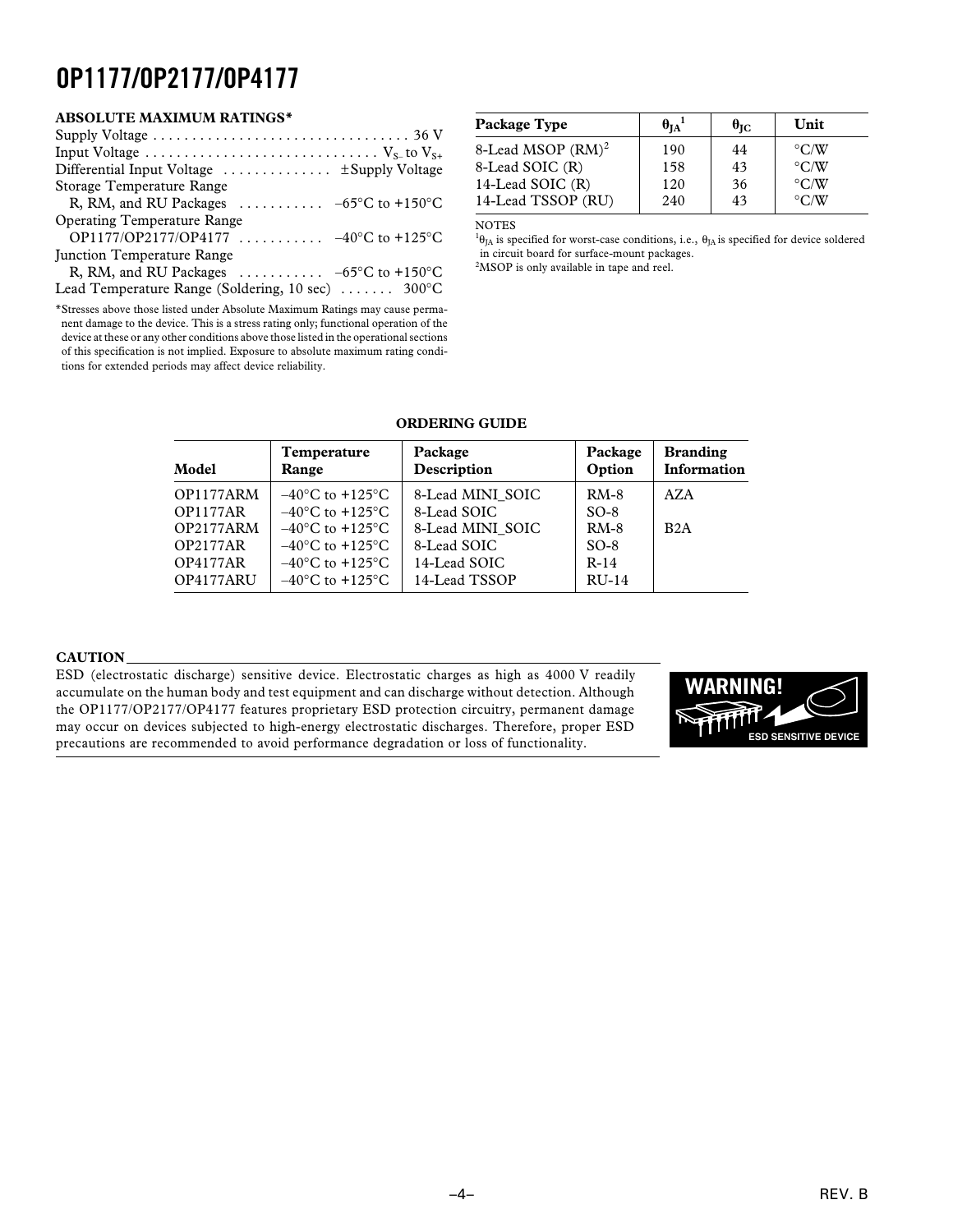## ABSOLUTE MAXIMUM RATINGS*

Supply Voltage . . . . . . . . . . . . . . . . . . . . . . . . . . . . . . . . . 36 V
Input Voltage . . . . . . . . . . . . . . . . . . . . . . . . . . . . . $V_{S-}$ to $V_{S+}$
Differential Input Voltage . . . . . . . . . . . . . . ±Supply Voltage
Storage Temperature Range
  R, RM, and RU Packages . . . . . . . . . . . –65°C to +150°C
Operating Temperature Range
  OP1177/OP2177/OP4177 . . . . . . . . . . . –40°C to +125°C
Junction Temperature Range
  R, RM, and RU Packages . . . . . . . . . . . –65°C to +150°C
Lead Temperature Range (Soldering, 10 sec) . . . . . . . 300°C

*Stresses above those listed under Absolute Maximum Ratings may cause permanent damage to the device. This is a stress rating only; functional operation of the device at these or any other conditions above those listed in the operational sections of this specification is not implied. Exposure to absolute maximum rating conditions for extended periods may affect device reliability.

| Package Type | $\theta_{JA}$[1] | $\theta_{JC}$ | Unit |
|---|---|---|---|
| 8-Lead MSOP (RM)[2] | 190 | 44 | °C/W |
| 8-Lead SOIC (R) | 158 | 43 | °C/W |
| 14-Lead SOIC (R) | 120 | 36 | °C/W |
| 14-Lead TSSOP (RU) | 240 | 43 | °C/W |

NOTES
[1]$\theta_{JA}$ is specified for worst-case conditions, i.e., $\theta_{JA}$ is specified for device soldered in circuit board for surface-mount packages.
[2]MSOP is only available in tape and reel.

## ORDERING GUIDE

| Model | Temperature Range | Package Description | Package Option | Branding Information |
|---|---|---|---|---|
| OP1177ARM | –40°C to +125°C | 8-Lead MINI_SOIC | RM-8 | AZA |
| OP1177AR | –40°C to +125°C | 8-Lead SOIC | SO-8 | |
| OP2177ARM | –40°C to +125°C | 8-Lead MINI_SOIC | RM-8 | B2A |
| OP2177AR | –40°C to +125°C | 8-Lead SOIC | SO-8 | |
| OP4177AR | –40°C to +125°C | 14-Lead SOIC | R-14 | |
| OP4177ARU | –40°C to +125°C | 14-Lead TSSOP | RU-14 | |

## CAUTION

ESD (electrostatic discharge) sensitive device. Electrostatic charges as high as 4000 V readily accumulate on the human body and test equipment and can discharge without detection. Although the OP1177/OP2177/OP4177 features proprietary ESD protection circuitry, permanent damage may occur on devices subjected to high-energy electrostatic discharges. Therefore, proper ESD precautions are recommended to avoid performance degradation or loss of functionality.

WARNING!
ESD SENSITIVE DEVICE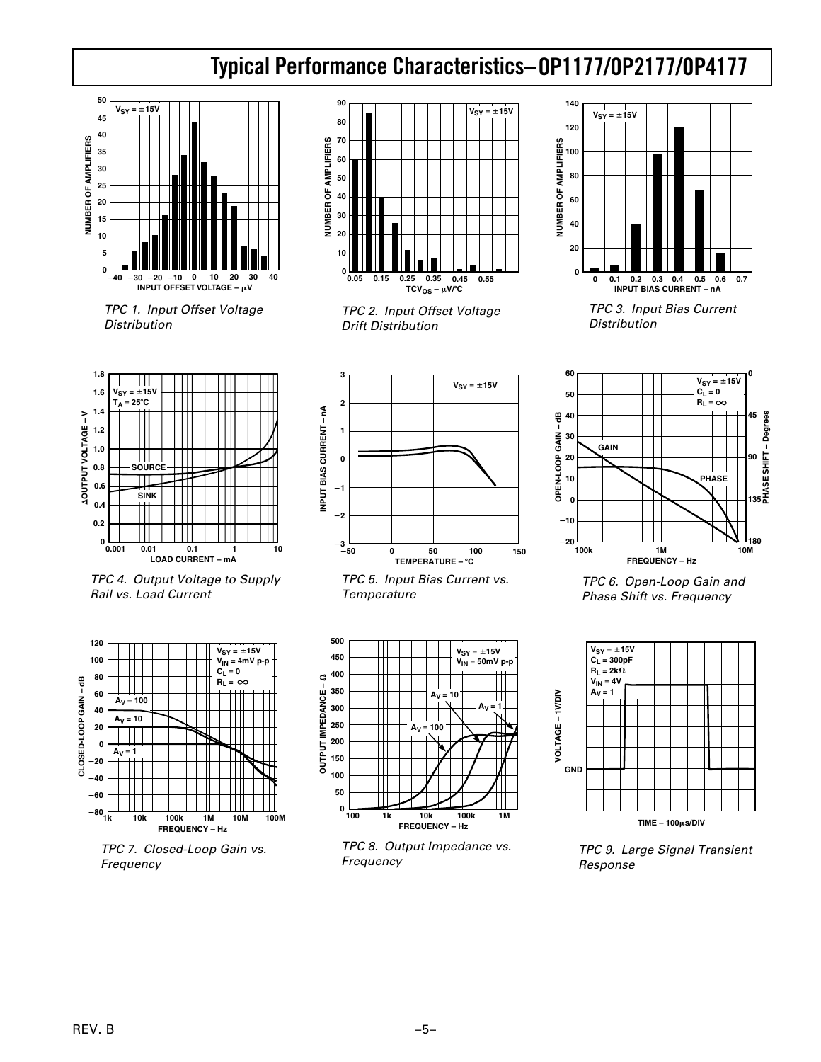# Typical Performance Characteristics–OP1177/OP2177/OP4177

*TPC 1. Input Offset Voltage Distribution*

*TPC 2. Input Offset Voltage Drift Distribution*

*TPC 3. Input Bias Current Distribution*

*TPC 4. Output Voltage to Supply Rail vs. Load Current*

*TPC 5. Input Bias Current vs. Temperature*

*TPC 6. Open-Loop Gain and Phase Shift vs. Frequency*

*TPC 7. Closed-Loop Gain vs. Frequency*

*TPC 8. Output Impedance vs. Frequency*

*TPC 9. Large Signal Transient Response*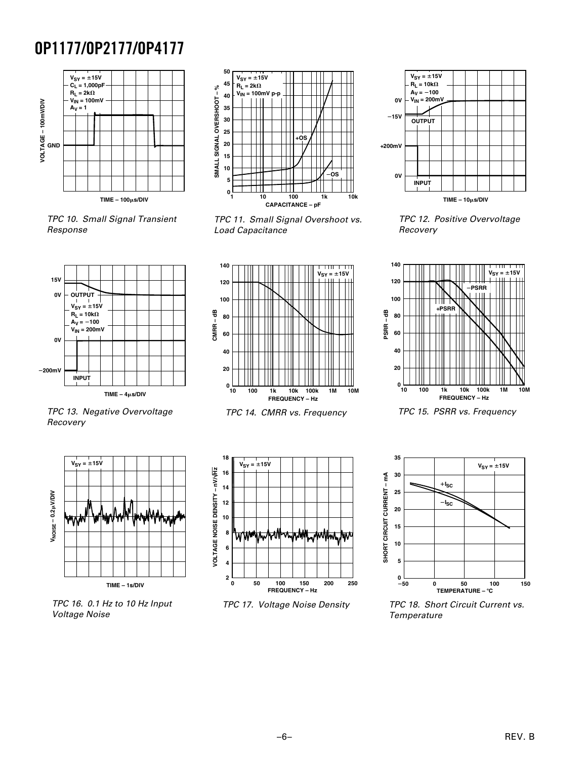TPC 10. Small Signal Transient Response

TPC 11. Small Signal Overshoot vs. Load Capacitance

TPC 12. Positive Overvoltage Recovery

TPC 13. Negative Overvoltage Recovery

TPC 14. CMRR vs. Frequency

TPC 15. PSRR vs. Frequency

TPC 16. 0.1 Hz to 10 Hz Input Voltage Noise

TPC 17. Voltage Noise Density

TPC 18. Short Circuit Current vs. Temperature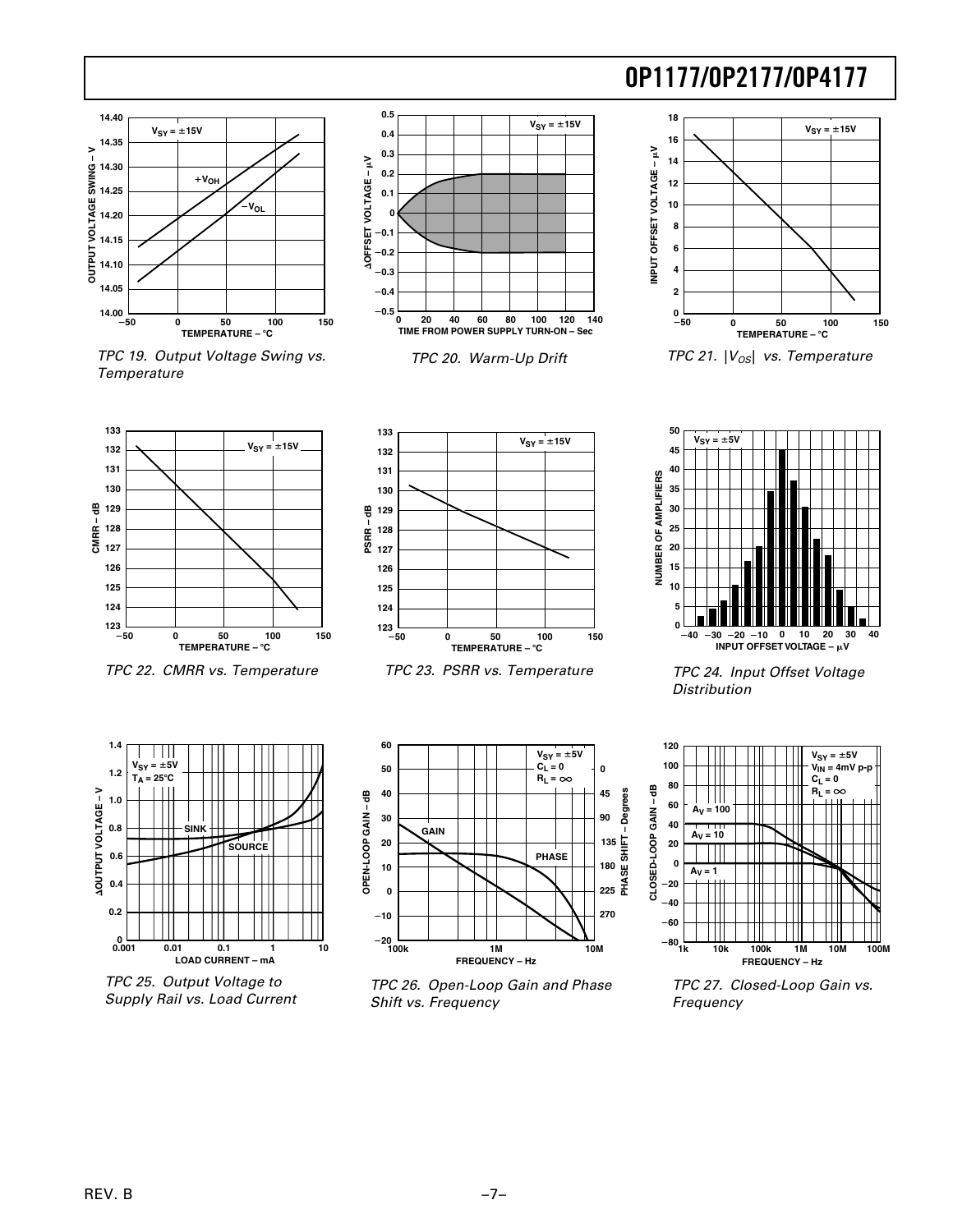TPC 19. Output Voltage Swing vs. Temperature

TPC 20. Warm-Up Drift

TPC 21. $|V_{OS}|$ vs. Temperature

TPC 22. CMRR vs. Temperature

TPC 23. PSRR vs. Temperature

TPC 24. Input Offset Voltage Distribution

TPC 25. Output Voltage to Supply Rail vs. Load Current

TPC 26. Open-Loop Gain and Phase Shift vs. Frequency

TPC 27. Closed-Loop Gain vs. Frequency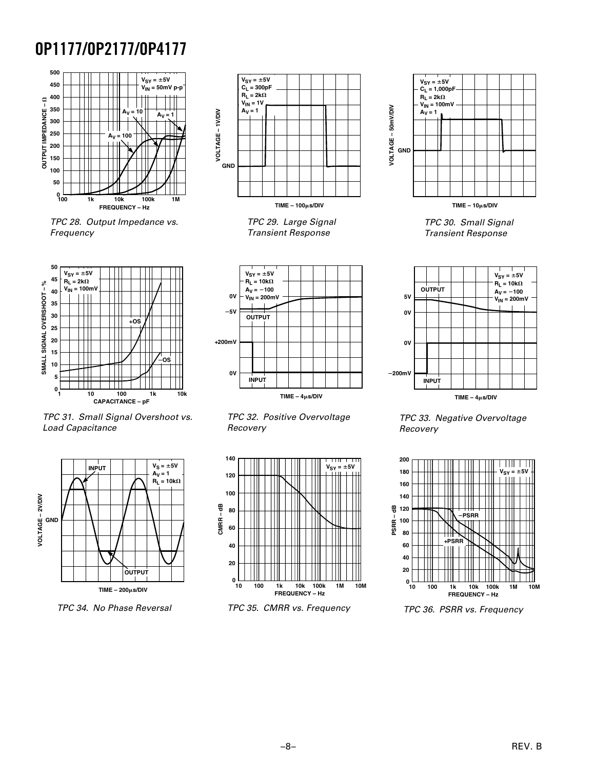TPC 28. Output Impedance vs. Frequency

TPC 29. Large Signal Transient Response

TPC 30. Small Signal Transient Response

TPC 31. Small Signal Overshoot vs. Load Capacitance

TPC 32. Positive Overvoltage Recovery

TPC 33. Negative Overvoltage Recovery

TPC 34. No Phase Reversal

TPC 35. CMRR vs. Frequency

TPC 36. PSRR vs. Frequency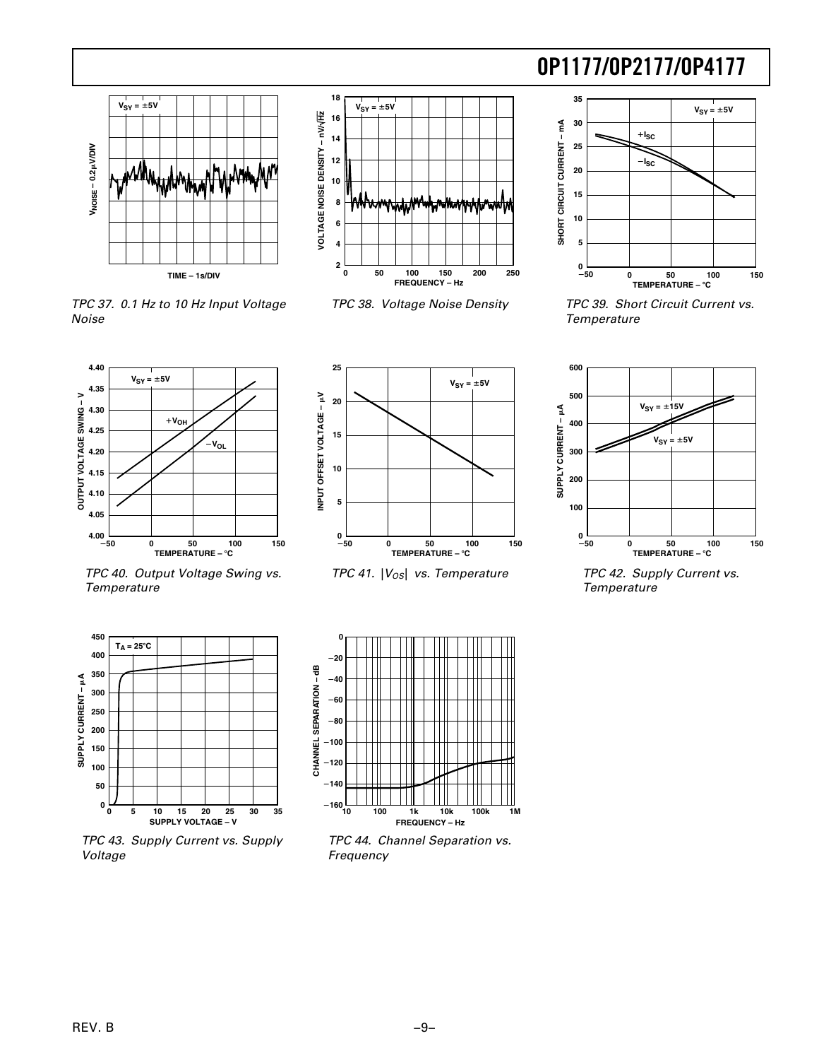TPC 37. 0.1 Hz to 10 Hz Input Voltage Noise

TPC 38. Voltage Noise Density

TPC 39. Short Circuit Current vs. Temperature

TPC 40. Output Voltage Swing vs. Temperature

TPC 41. $|V_{OS}|$ vs. Temperature

TPC 42. Supply Current vs. Temperature

TPC 43. Supply Current vs. Supply Voltage

TPC 44. Channel Separation vs. Frequency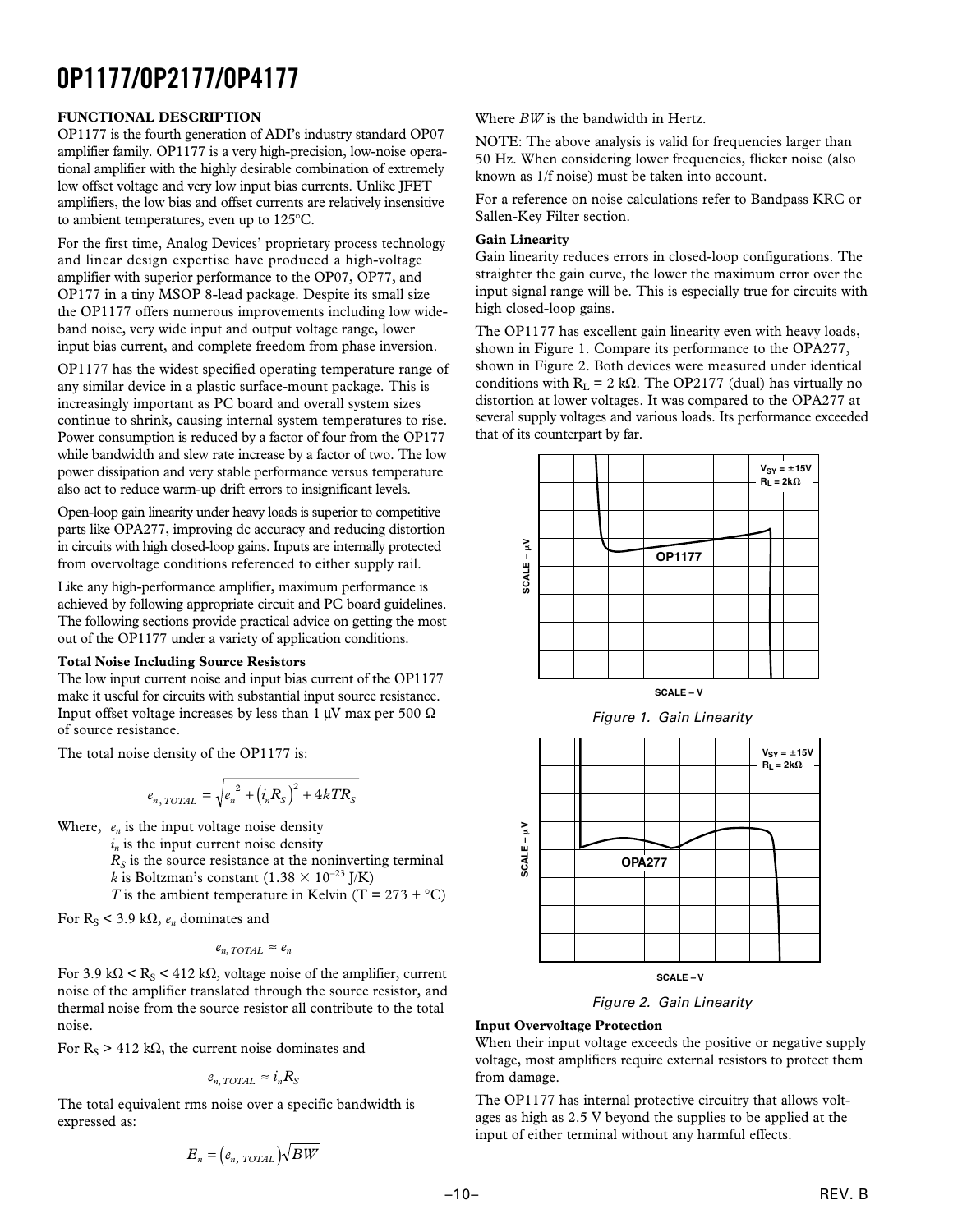## FUNCTIONAL DESCRIPTION

OP1177 is the fourth generation of ADI's industry standard OP07 amplifier family. OP1177 is a very high-precision, low-noise operational amplifier with the highly desirable combination of extremely low offset voltage and very low input bias currents. Unlike JFET amplifiers, the low bias and offset currents are relatively insensitive to ambient temperatures, even up to 125°C.

For the first time, Analog Devices' proprietary process technology and linear design expertise have produced a high-voltage amplifier with superior performance to the OP07, OP77, and OP177 in a tiny MSOP 8-lead package. Despite its small size the OP1177 offers numerous improvements including low wideband noise, very wide input and output voltage range, lower input bias current, and complete freedom from phase inversion.

OP1177 has the widest specified operating temperature range of any similar device in a plastic surface-mount package. This is increasingly important as PC board and overall system sizes continue to shrink, causing internal system temperatures to rise. Power consumption is reduced by a factor of four from the OP177 while bandwidth and slew rate increase by a factor of two. The low power dissipation and very stable performance versus temperature also act to reduce warm-up drift errors to insignificant levels.

Open-loop gain linearity under heavy loads is superior to competitive parts like OPA277, improving dc accuracy and reducing distortion in circuits with high closed-loop gains. Inputs are internally protected from overvoltage conditions referenced to either supply rail.

Like any high-performance amplifier, maximum performance is achieved by following appropriate circuit and PC board guidelines. The following sections provide practical advice on getting the most out of the OP1177 under a variety of application conditions.

### Total Noise Including Source Resistors

The low input current noise and input bias current of the OP1177 make it useful for circuits with substantial input source resistance. Input offset voltage increases by less than 1 μV max per 500 Ω of source resistance.

The total noise density of the OP1177 is:

$$e_{n,\,TOTAL} = \sqrt{e_n^{\,2} + \left(i_n R_S\right)^2 + 4kTR_S}$$

Where, $e_n$ is the input voltage noise density
$i_n$ is the input current noise density
$R_S$ is the source resistance at the noninverting terminal
$k$ is Boltzman's constant ($1.38 \times 10^{-23}$ J/K)
$T$ is the ambient temperature in Kelvin (T = 273 + °C)

For $R_S$ < 3.9 kΩ, $e_n$ dominates and

$$e_{n,\,TOTAL} \approx e_n$$

For 3.9 kΩ < $R_S$ < 412 kΩ, voltage noise of the amplifier, current noise of the amplifier translated through the source resistor, and thermal noise from the source resistor all contribute to the total noise.

For $R_S$ > 412 kΩ, the current noise dominates and

$$e_{n,\,TOTAL} \approx i_n R_S$$

The total equivalent rms noise over a specific bandwidth is expressed as:

$$E_n = \left(e_{n,\,TOTAL}\right)\sqrt{BW}$$

Where *BW* is the bandwidth in Hertz.

NOTE: The above analysis is valid for frequencies larger than 50 Hz. When considering lower frequencies, flicker noise (also known as 1/f noise) must be taken into account.

For a reference on noise calculations refer to Bandpass KRC or Sallen-Key Filter section.

### Gain Linearity

Gain linearity reduces errors in closed-loop configurations. The straighter the gain curve, the lower the maximum error over the input signal range will be. This is especially true for circuits with high closed-loop gains.

The OP1177 has excellent gain linearity even with heavy loads, shown in Figure 1. Compare its performance to the OPA277, shown in Figure 2. Both devices were measured under identical conditions with $R_L$ = 2 kΩ. The OP2177 (dual) has virtually no distortion at lower voltages. It was compared to the OPA277 at several supply voltages and various loads. Its performance exceeded that of its counterpart by far.

*Figure 1. Gain Linearity*

*Figure 2. Gain Linearity*

### Input Overvoltage Protection

When their input voltage exceeds the positive or negative supply voltage, most amplifiers require external resistors to protect them from damage.

The OP1177 has internal protective circuitry that allows voltages as high as 2.5 V beyond the supplies to be applied at the input of either terminal without any harmful effects.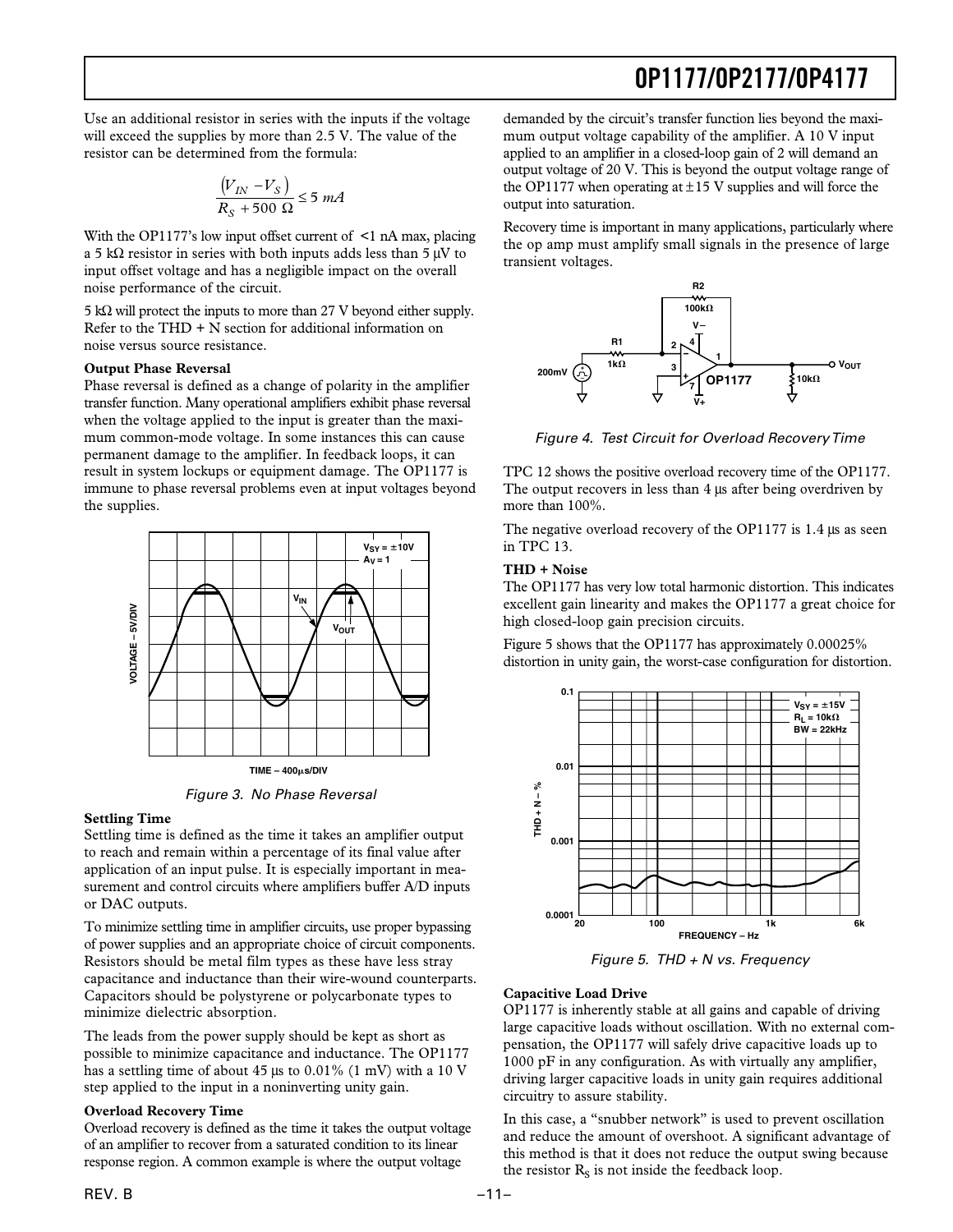Use an additional resistor in series with the inputs if the voltage will exceed the supplies by more than 2.5 V. The value of the resistor can be determined from the formula:

$$\frac{(V_{IN} - V_S)}{R_S + 500\ \Omega} \leq 5\ mA$$

With the OP1177's low input offset current of <1 nA max, placing a 5 kΩ resistor in series with both inputs adds less than 5 μV to input offset voltage and has a negligible impact on the overall noise performance of the circuit.

5 kΩ will protect the inputs to more than 27 V beyond either supply. Refer to the THD + N section for additional information on noise versus source resistance.

**Output Phase Reversal**

Phase reversal is defined as a change of polarity in the amplifier transfer function. Many operational amplifiers exhibit phase reversal when the voltage applied to the input is greater than the maximum common-mode voltage. In some instances this can cause permanent damage to the amplifier. In feedback loops, it can result in system lockups or equipment damage. The OP1177 is immune to phase reversal problems even at input voltages beyond the supplies.

*Figure 3. No Phase Reversal*

**Settling Time**

Settling time is defined as the time it takes an amplifier output to reach and remain within a percentage of its final value after application of an input pulse. It is especially important in measurement and control circuits where amplifiers buffer A/D inputs or DAC outputs.

To minimize settling time in amplifier circuits, use proper bypassing of power supplies and an appropriate choice of circuit components. Resistors should be metal film types as these have less stray capacitance and inductance than their wire-wound counterparts. Capacitors should be polystyrene or polycarbonate types to minimize dielectric absorption.

The leads from the power supply should be kept as short as possible to minimize capacitance and inductance. The OP1177 has a settling time of about 45 μs to 0.01% (1 mV) with a 10 V step applied to the input in a noninverting unity gain.

**Overload Recovery Time**

Overload recovery is defined as the time it takes the output voltage of an amplifier to recover from a saturated condition to its linear response region. A common example is where the output voltage demanded by the circuit's transfer function lies beyond the maximum output voltage capability of the amplifier. A 10 V input applied to an amplifier in a closed-loop gain of 2 will demand an output voltage of 20 V. This is beyond the output voltage range of the OP1177 when operating at ±15 V supplies and will force the output into saturation.

Recovery time is important in many applications, particularly where the op amp must amplify small signals in the presence of large transient voltages.

*Figure 4. Test Circuit for Overload Recovery Time*

TPC 12 shows the positive overload recovery time of the OP1177. The output recovers in less than 4 μs after being overdriven by more than 100%.

The negative overload recovery of the OP1177 is 1.4 μs as seen in TPC 13.

**THD + Noise**

The OP1177 has very low total harmonic distortion. This indicates excellent gain linearity and makes the OP1177 a great choice for high closed-loop gain precision circuits.

Figure 5 shows that the OP1177 has approximately 0.00025% distortion in unity gain, the worst-case configuration for distortion.

*Figure 5. THD + N vs. Frequency*

**Capacitive Load Drive**

OP1177 is inherently stable at all gains and capable of driving large capacitive loads without oscillation. With no external compensation, the OP1177 will safely drive capacitive loads up to 1000 pF in any configuration. As with virtually any amplifier, driving larger capacitive loads in unity gain requires additional circuitry to assure stability.

In this case, a "snubber network" is used to prevent oscillation and reduce the amount of overshoot. A significant advantage of this method is that it does not reduce the output swing because the resistor $R_S$ is not inside the feedback loop.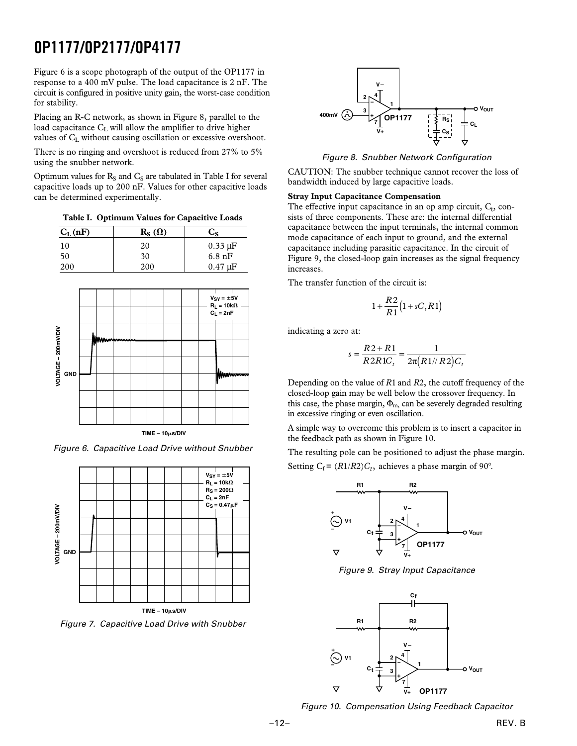Figure 6 is a scope photograph of the output of the OP1177 in response to a 400 mV pulse. The load capacitance is 2 nF. The circuit is configured in positive unity gain, the worst-case condition for stability.

Placing an R-C network, as shown in Figure 8, parallel to the load capacitance $C_L$ will allow the amplifier to drive higher values of $C_L$ without causing oscillation or excessive overshoot.

There is no ringing and overshoot is reduced from 27% to 5% using the snubber network.

Optimum values for $R_S$ and $C_S$ are tabulated in Table I for several capacitive loads up to 200 nF. Values for other capacitive loads can be determined experimentally.

**Table I. Optimum Values for Capacitive Loads**

| $C_L$ (nF) | $R_S$ (Ω) | $C_S$ |
|---|---|---|
| 10 | 20 | 0.33 μF |
| 50 | 30 | 6.8 nF |
| 200 | 200 | 0.47 μF |

*Figure 6. Capacitive Load Drive without Snubber*

*Figure 7. Capacitive Load Drive with Snubber*

*Figure 8. Snubber Network Configuration*

CAUTION: The snubber technique cannot recover the loss of bandwidth induced by large capacitive loads.

**Stray Input Capacitance Compensation**

The effective input capacitance in an op amp circuit, $C_t$, consists of three components. These are: the internal differential capacitance between the input terminals, the internal common mode capacitance of each input to ground, and the external capacitance including parasitic capacitance. In the circuit of Figure 9, the closed-loop gain increases as the signal frequency increases.

The transfer function of the circuit is:

$$1+\frac{R2}{R1}\left(1+sC_tR1\right)$$

indicating a zero at:

$$s=\frac{R2+R1}{R2R1C_t}=\frac{1}{2\pi\left(R1//R2\right)C_t}$$

Depending on the value of $R1$ and $R2$, the cutoff frequency of the closed-loop gain may be well below the crossover frequency. In this case, the phase margin, $\Phi_m$, can be severely degraded resulting in excessive ringing or even oscillation.

A simple way to overcome this problem is to insert a capacitor in the feedback path as shown in Figure 10.

The resulting pole can be positioned to adjust the phase margin. Setting $C_f = (R1/R2)C_t$, achieves a phase margin of 90°.

*Figure 9. Stray Input Capacitance*

*Figure 10. Compensation Using Feedback Capacitor*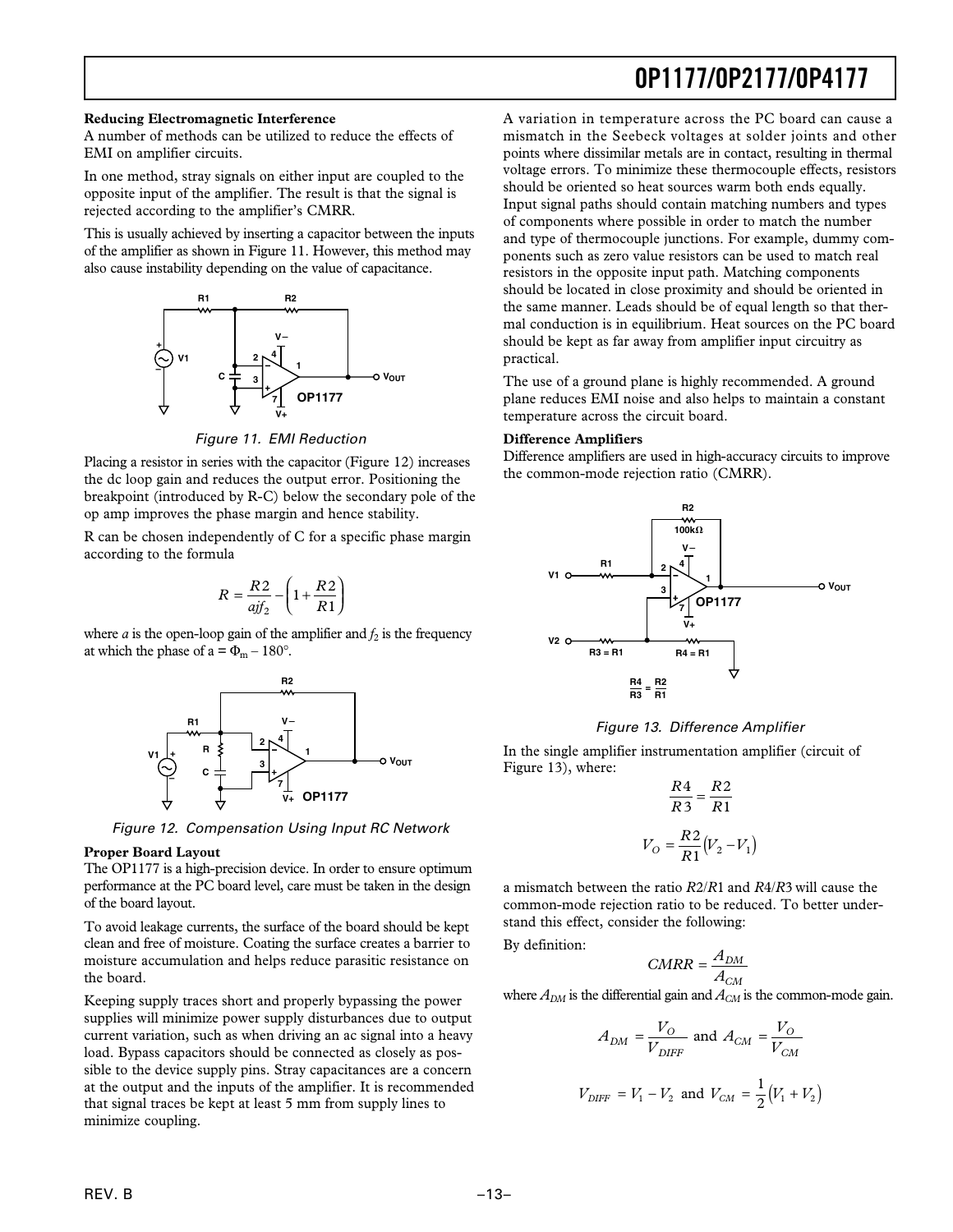**Reducing Electromagnetic Interference**

A number of methods can be utilized to reduce the effects of EMI on amplifier circuits.

In one method, stray signals on either input are coupled to the opposite input of the amplifier. The result is that the signal is rejected according to the amplifier's CMRR.

This is usually achieved by inserting a capacitor between the inputs of the amplifier as shown in Figure 11. However, this method may also cause instability depending on the value of capacitance.

*Figure 11. EMI Reduction*

Placing a resistor in series with the capacitor (Figure 12) increases the dc loop gain and reduces the output error. Positioning the breakpoint (introduced by R-C) below the secondary pole of the op amp improves the phase margin and hence stability.

R can be chosen independently of C for a specific phase margin according to the formula

$$R = \frac{R2}{ajf_2} - \left(1 + \frac{R2}{R1}\right)$$

where *a* is the open-loop gain of the amplifier and $f_2$ is the frequency at which the phase of a = $\Phi_m - 180°$.

*Figure 12. Compensation Using Input RC Network*

**Proper Board Layout**

The OP1177 is a high-precision device. In order to ensure optimum performance at the PC board level, care must be taken in the design of the board layout.

To avoid leakage currents, the surface of the board should be kept clean and free of moisture. Coating the surface creates a barrier to moisture accumulation and helps reduce parasitic resistance on the board.

Keeping supply traces short and properly bypassing the power supplies will minimize power supply disturbances due to output current variation, such as when driving an ac signal into a heavy load. Bypass capacitors should be connected as closely as possible to the device supply pins. Stray capacitances are a concern at the output and the inputs of the amplifier. It is recommended that signal traces be kept at least 5 mm from supply lines to minimize coupling.

A variation in temperature across the PC board can cause a mismatch in the Seebeck voltages at solder joints and other points where dissimilar metals are in contact, resulting in thermal voltage errors. To minimize these thermocouple effects, resistors should be oriented so heat sources warm both ends equally. Input signal paths should contain matching numbers and types of components where possible in order to match the number and type of thermocouple junctions. For example, dummy components such as zero value resistors can be used to match real resistors in the opposite input path. Matching components should be located in close proximity and should be oriented in the same manner. Leads should be of equal length so that thermal conduction is in equilibrium. Heat sources on the PC board should be kept as far away from amplifier input circuitry as practical.

The use of a ground plane is highly recommended. A ground plane reduces EMI noise and also helps to maintain a constant temperature across the circuit board.

**Difference Amplifiers**

Difference amplifiers are used in high-accuracy circuits to improve the common-mode rejection ratio (CMRR).

$$\frac{R4}{R3} = \frac{R2}{R1}$$

*Figure 13. Difference Amplifier*

In the single amplifier instrumentation amplifier (circuit of Figure 13), where:

$$\frac{R4}{R3} = \frac{R2}{R1}$$

$$V_O = \frac{R2}{R1}\left(V_2 - V_1\right)$$

a mismatch between the ratio $R2/R1$ and $R4/R3$ will cause the common-mode rejection ratio to be reduced. To better understand this effect, consider the following:

By definition:

$$CMRR = \frac{A_{DM}}{A_{CM}}$$

where $A_{DM}$ is the differential gain and $A_{CM}$ is the common-mode gain.

$$A_{DM} = \frac{V_O}{V_{DIFF}} \text{ and } A_{CM} = \frac{V_O}{V_{CM}}$$

$$V_{DIFF} = V_1 - V_2 \text{ and } V_{CM} = \frac{1}{2}\left(V_1 + V_2\right)$$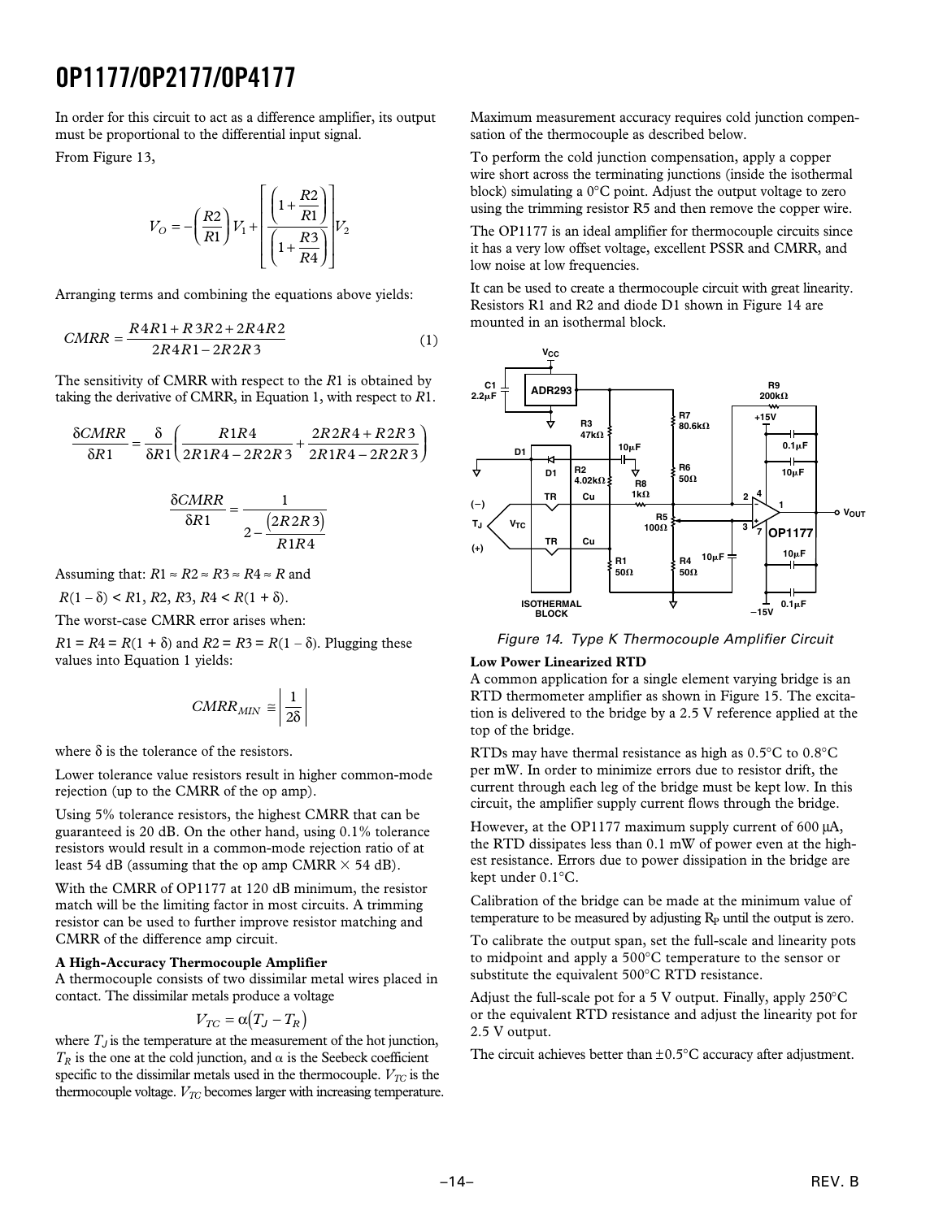In order for this circuit to act as a difference amplifier, its output must be proportional to the differential input signal.

From Figure 13,

$$V_O = -\left(\frac{R2}{R1}\right)V_1 + \left[\frac{\left(1+\frac{R2}{R1}\right)}{\left(1+\frac{R3}{R4}\right)}\right]V_2$$

Arranging terms and combining the equations above yields:

$$CMRR = \frac{R4R1 + R3R2 + 2R4R2}{2R4R1 - 2R2R3} \quad (1)$$

The sensitivity of CMRR with respect to the $R1$ is obtained by taking the derivative of CMRR, in Equation 1, with respect to $R1$.

$$\frac{\delta CMRR}{\delta R1} = \frac{\delta}{\delta R1}\left(\frac{R1R4}{2R1R4 - 2R2R3} + \frac{2R2R4 + R2R3}{2R1R4 - 2R2R3}\right)$$

$$\frac{\delta CMRR}{\delta R1} = \frac{1}{2 - \frac{(2R2R3)}{R1R4}}$$

Assuming that: $R1 \approx R2 \approx R3 \approx R4 \approx R$ and

$R(1 - \delta) < R1, R2, R3, R4 < R(1 + \delta)$.

The worst-case CMRR error arises when:

$R1 = R4 = R(1 + \delta)$ and $R2 = R3 = R(1 - \delta)$. Plugging these values into Equation 1 yields:

$$CMRR_{MIN} \cong \left|\frac{1}{2\delta}\right|$$

where $\delta$ is the tolerance of the resistors.

Lower tolerance value resistors result in higher common-mode rejection (up to the CMRR of the op amp).

Using 5% tolerance resistors, the highest CMRR that can be guaranteed is 20 dB. On the other hand, using 0.1% tolerance resistors would result in a common-mode rejection ratio of at least 54 dB (assuming that the op amp CMRR × 54 dB).

With the CMRR of OP1177 at 120 dB minimum, the resistor match will be the limiting factor in most circuits. A trimming resistor can be used to further improve resistor matching and CMRR of the difference amp circuit.

**A High-Accuracy Thermocouple Amplifier**

A thermocouple consists of two dissimilar metal wires placed in contact. The dissimilar metals produce a voltage

$$V_{TC} = \alpha(T_J - T_R)$$

where $T_J$ is the temperature at the measurement of the hot junction, $T_R$ is the one at the cold junction, and $\alpha$ is the Seebeck coefficient specific to the dissimilar metals used in the thermocouple. $V_{TC}$ is the thermocouple voltage. $V_{TC}$ becomes larger with increasing temperature.

Maximum measurement accuracy requires cold junction compensation of the thermocouple as described below.

To perform the cold junction compensation, apply a copper wire short across the terminating junctions (inside the isothermal block) simulating a 0°C point. Adjust the output voltage to zero using the trimming resistor R5 and then remove the copper wire.

The OP1177 is an ideal amplifier for thermocouple circuits since it has a very low offset voltage, excellent PSSR and CMRR, and low noise at low frequencies.

It can be used to create a thermocouple circuit with great linearity. Resistors R1 and R2 and diode D1 shown in Figure 14 are mounted in an isothermal block.

*Figure 14. Type K Thermocouple Amplifier Circuit*

**Low Power Linearized RTD**

A common application for a single element varying bridge is an RTD thermometer amplifier as shown in Figure 15. The excitation is delivered to the bridge by a 2.5 V reference applied at the top of the bridge.

RTDs may have thermal resistance as high as 0.5°C to 0.8°C per mW. In order to minimize errors due to resistor drift, the current through each leg of the bridge must be kept low. In this circuit, the amplifier supply current flows through the bridge.

However, at the OP1177 maximum supply current of 600 μA, the RTD dissipates less than 0.1 mW of power even at the highest resistance. Errors due to power dissipation in the bridge are kept under 0.1°C.

Calibration of the bridge can be made at the minimum value of temperature to be measured by adjusting $R_P$ until the output is zero.

To calibrate the output span, set the full-scale and linearity pots to midpoint and apply a 500°C temperature to the sensor or substitute the equivalent 500°C RTD resistance.

Adjust the full-scale pot for a 5 V output. Finally, apply 250°C or the equivalent RTD resistance and adjust the linearity pot for 2.5 V output.

The circuit achieves better than ±0.5°C accuracy after adjustment.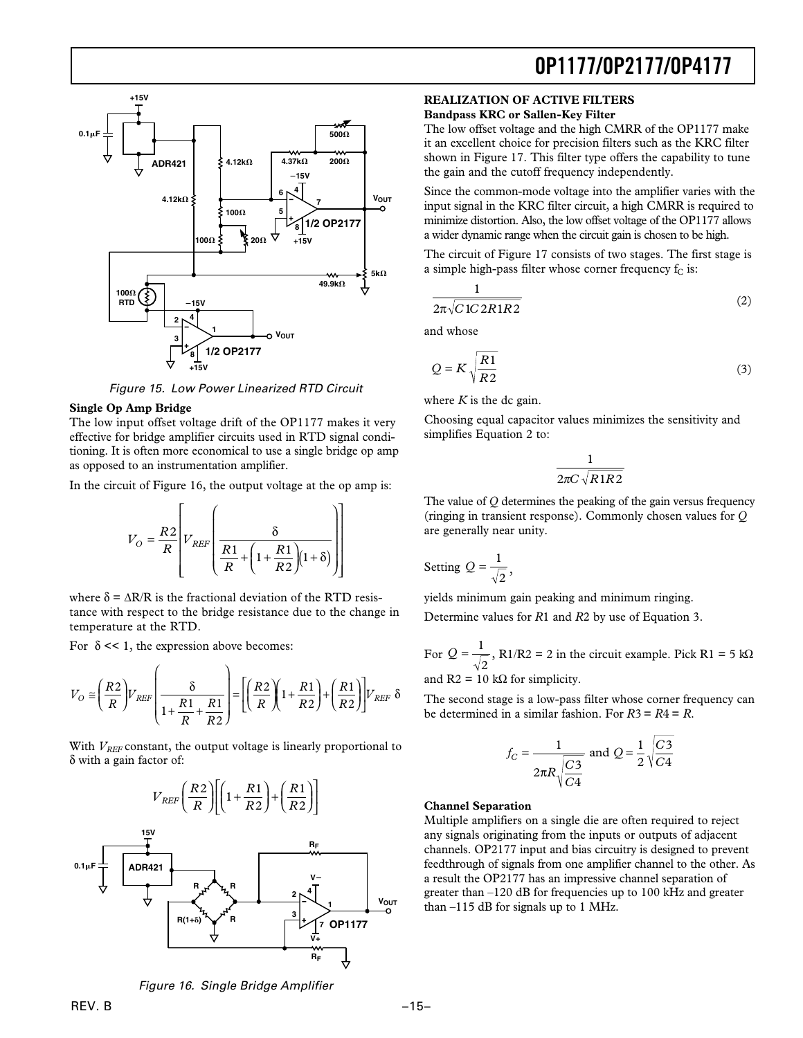Figure 15. Low Power Linearized RTD Circuit

**Single Op Amp Bridge**

The low input offset voltage drift of the OP1177 makes it very effective for bridge amplifier circuits used in RTD signal conditioning. It is often more economical to use a single bridge op amp as opposed to an instrumentation amplifier.

In the circuit of Figure 16, the output voltage at the op amp is:

$$V_O = \frac{R2}{R}\left[V_{REF}\left(\frac{\delta}{\frac{R1}{R}+\left(1+\frac{R1}{R2}\right)(1+\delta)}\right)\right]$$

where $\delta = \Delta R/R$ is the fractional deviation of the RTD resistance with respect to the bridge resistance due to the change in temperature at the RTD.

For $\delta << 1$, the expression above becomes:

$$V_O \cong \left(\frac{R2}{R}\right)V_{REF}\left(\frac{\delta}{1+\frac{R1}{R}+\frac{R1}{R2}}\right)=\left[\left(\frac{R2}{R}\right)\left(1+\frac{R1}{R2}\right)+\left(\frac{R1}{R2}\right)\right]V_{REF}\ \delta$$

With $V_{REF}$ constant, the output voltage is linearly proportional to $\delta$ with a gain factor of:

$$V_{REF}\left(\frac{R2}{R}\right)\left[\left(1+\frac{R1}{R2}\right)+\left(\frac{R1}{R2}\right)\right]$$

Figure 16. Single Bridge Amplifier

## REALIZATION OF ACTIVE FILTERS

**Bandpass KRC or Sallen-Key Filter**

The low offset voltage and the high CMRR of the OP1177 make it an excellent choice for precision filters such as the KRC filter shown in Figure 17. This filter type offers the capability to tune the gain and the cutoff frequency independently.

Since the common-mode voltage into the amplifier varies with the input signal in the KRC filter circuit, a high CMRR is required to minimize distortion. Also, the low offset voltage of the OP1177 allows a wider dynamic range when the circuit gain is chosen to be high.

The circuit of Figure 17 consists of two stages. The first stage is a simple high-pass filter whose corner frequency $f_C$ is:

$$\frac{1}{2\pi\sqrt{C1C2R1R2}} \quad (2)$$

and whose

$$Q = K\sqrt{\frac{R1}{R2}} \quad (3)$$

where $K$ is the dc gain.

Choosing equal capacitor values minimizes the sensitivity and simplifies Equation 2 to:

$$\frac{1}{2\pi C\sqrt{R1R2}}$$

The value of $Q$ determines the peaking of the gain versus frequency (ringing in transient response). Commonly chosen values for $Q$ are generally near unity.

Setting $Q = \frac{1}{\sqrt{2}}$,

yields minimum gain peaking and minimum ringing.

Determine values for $R1$ and $R2$ by use of Equation 3.

For $Q = \frac{1}{\sqrt{2}}$, R1/R2 = 2 in the circuit example. Pick R1 = 5 kΩ and R2 = 10 kΩ for simplicity.

The second stage is a low-pass filter whose corner frequency can be determined in a similar fashion. For $R3 = R4 = R$.

$$f_C = \frac{1}{2\pi R\sqrt{\frac{C3}{C4}}} \text{ and } Q = \frac{1}{2}\sqrt{\frac{C3}{C4}}$$

**Channel Separation**

Multiple amplifiers on a single die are often required to reject any signals originating from the inputs or outputs of adjacent channels. OP2177 input and bias circuitry is designed to prevent feedthrough of signals from one amplifier channel to the other. As a result the OP2177 has an impressive channel separation of greater than –120 dB for frequencies up to 100 kHz and greater than –115 dB for signals up to 1 MHz.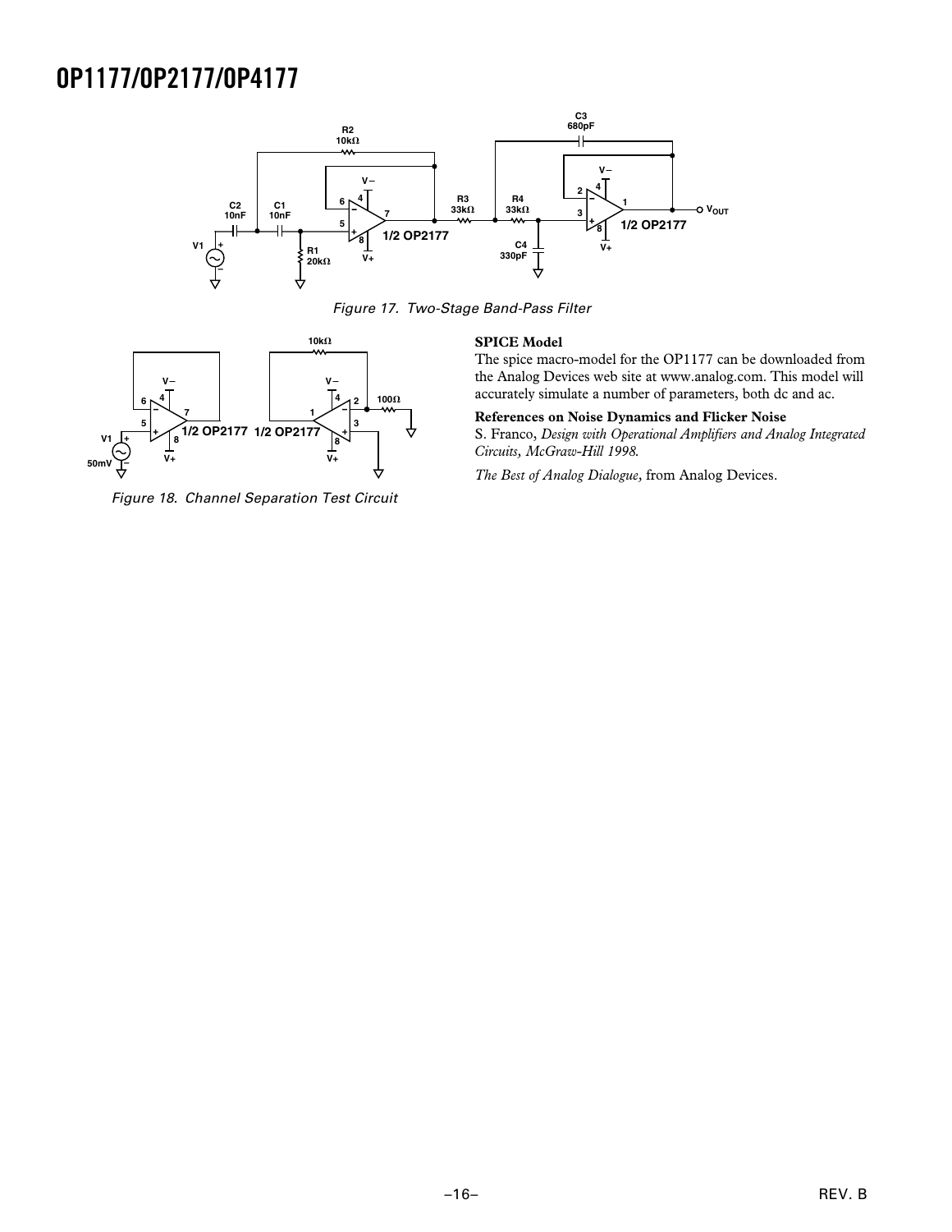Figure 17. Two-Stage Band-Pass Filter

Figure 18. Channel Separation Test Circuit

**SPICE Model**

The spice macro-model for the OP1177 can be downloaded from the Analog Devices web site at www.analog.com. This model will accurately simulate a number of parameters, both dc and ac.

**References on Noise Dynamics and Flicker Noise**

S. Franco, *Design with Operational Amplifiers and Analog Integrated Circuits, McGraw-Hill 1998.*

*The Best of Analog Dialogue*, from Analog Devices.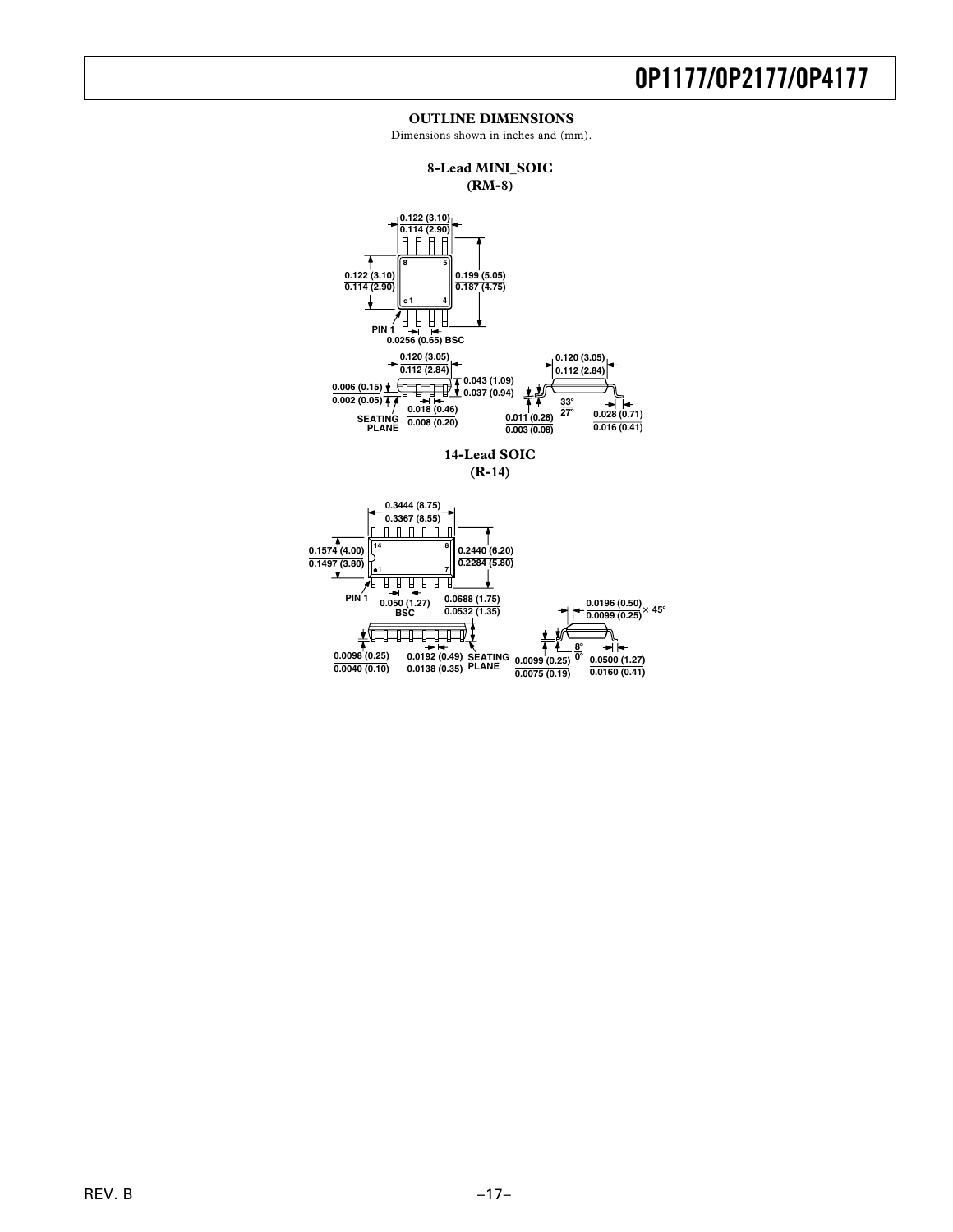## OUTLINE DIMENSIONS

Dimensions shown in inches and (mm).

### 8-Lead MINI_SOIC (RM-8)

0.122 (3.10)
0.114 (2.90)

8 5

0.122 (3.10)
0.114 (2.90)

0.199 (5.05)
0.187 (4.75)

1 4

PIN 1

0.0256 (0.65) BSC

0.120 (3.05)
0.112 (2.84)

0.006 (0.15)
0.002 (0.05)

0.043 (1.09)
0.037 (0.94)

SEATING PLANE

0.018 (0.46)
0.008 (0.20)

0.120 (3.05)
0.112 (2.84)

33°
27°

0.011 (0.28)
0.003 (0.08)

0.028 (0.71)
0.016 (0.41)

### 14-Lead SOIC (R-14)

0.3444 (8.75)
0.3367 (8.55)

14 8

0.1574 (4.00)
0.1497 (3.80)

0.2440 (6.20)
0.2284 (5.80)

1 7

PIN 1

0.050 (1.27) BSC

0.0688 (1.75)
0.0532 (1.35)

0.0196 (0.50)
0.0099 (0.25) × 45°

0.0098 (0.25)
0.0040 (0.10)

0.0192 (0.49)
0.0138 (0.35)

SEATING PLANE

0.0099 (0.25)
0.0075 (0.19)

8°
0°

0.0500 (1.27)
0.0160 (0.41)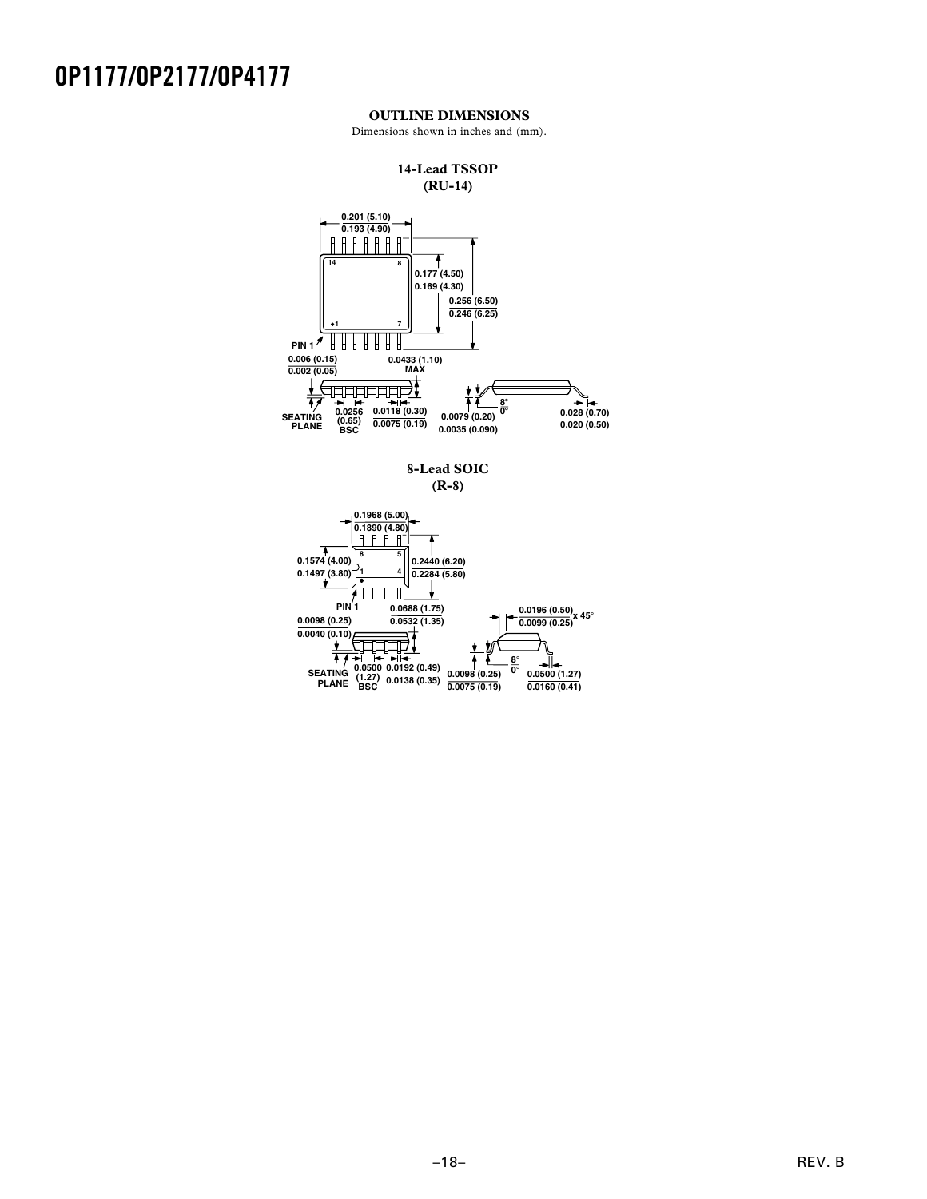## OUTLINE DIMENSIONS

Dimensions shown in inches and (mm).

### 14-Lead TSSOP (RU-14)

0.201 (5.10)
0.193 (4.90)

14 8

0.177 (4.50)
0.169 (4.30)

0.256 (6.50)
0.246 (6.25)

1 7

PIN 1

0.006 (0.15)
0.002 (0.05)

0.0433 (1.10) MAX

SEATING PLANE

0.0256 (0.65) BSC

0.0118 (0.30)
0.0075 (0.19)

0.0079 (0.20)
0.0035 (0.090)

8°
0°

0.028 (0.70)
0.020 (0.50)

### 8-Lead SOIC (R-8)

0.1968 (5.00)
0.1890 (4.80)

8 5

0.1574 (4.00)
0.1497 (3.80)

1 4

0.2440 (6.20)
0.2284 (5.80)

PIN 1

0.0688 (1.75)
0.0532 (1.35)

0.0098 (0.25)
0.0040 (0.10)

0.0196 (0.50)
0.0099 (0.25)
x 45°

SEATING PLANE

0.0500 (1.27) BSC

0.0192 (0.49)
0.0138 (0.35)

0.0098 (0.25)
0.0075 (0.19)

8°
0°

0.0500 (1.27)
0.0160 (0.41)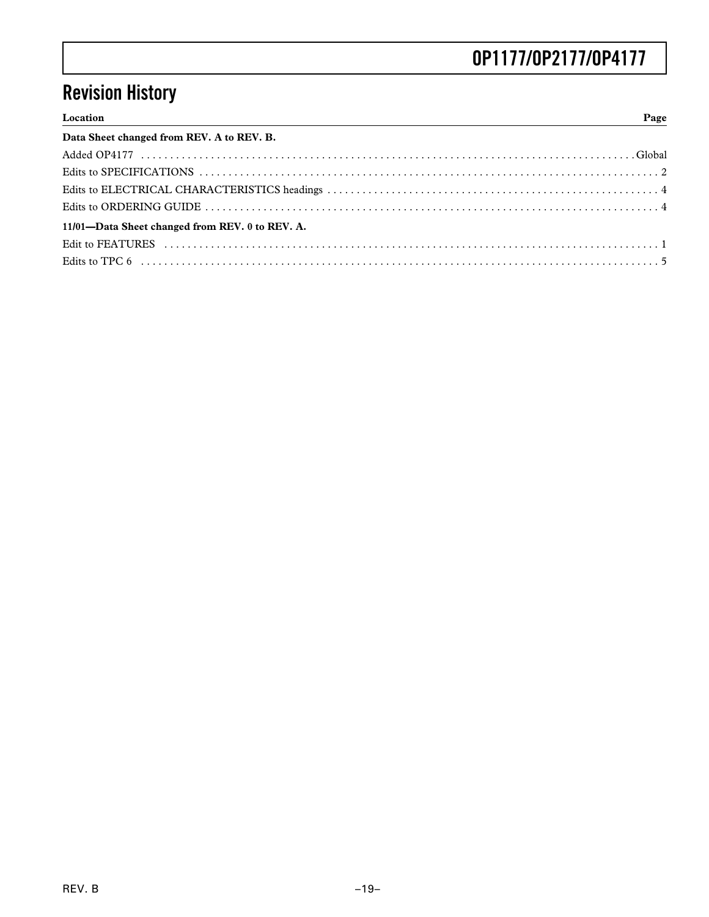# Revision History

| Location | Page |
|---|---|
| **Data Sheet changed from REV. A to REV. B.** | |
| Added OP4177 | Global |
| Edits to SPECIFICATIONS | 2 |
| Edits to ELECTRICAL CHARACTERISTICS headings | 4 |
| Edits to ORDERING GUIDE | 4 |
| **11/01—Data Sheet changed from REV. 0 to REV. A.** | |
| Edit to FEATURES | 1 |
| Edits to TPC 6 | 5 |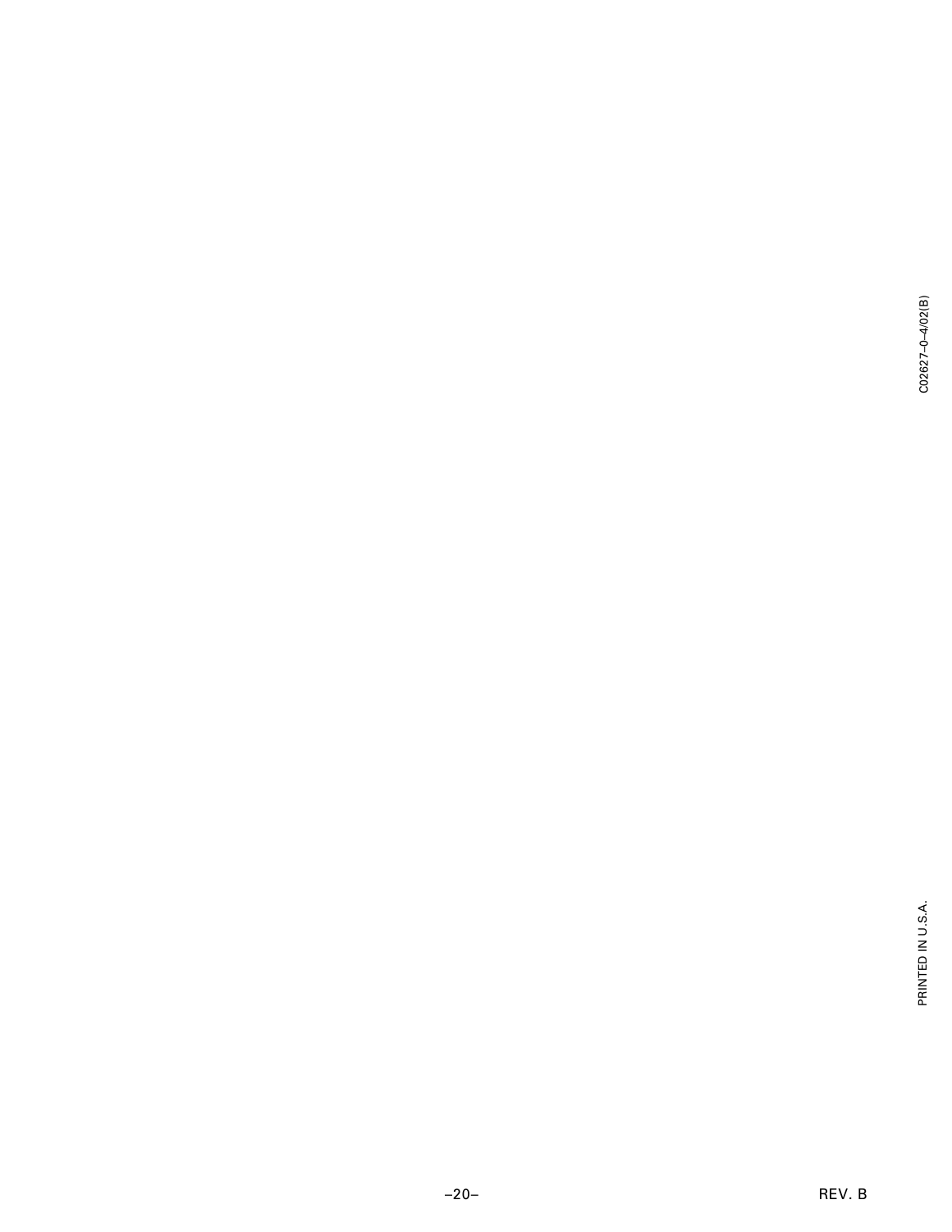C02627–0–4/02(B)

PRINTED IN U.S.A.